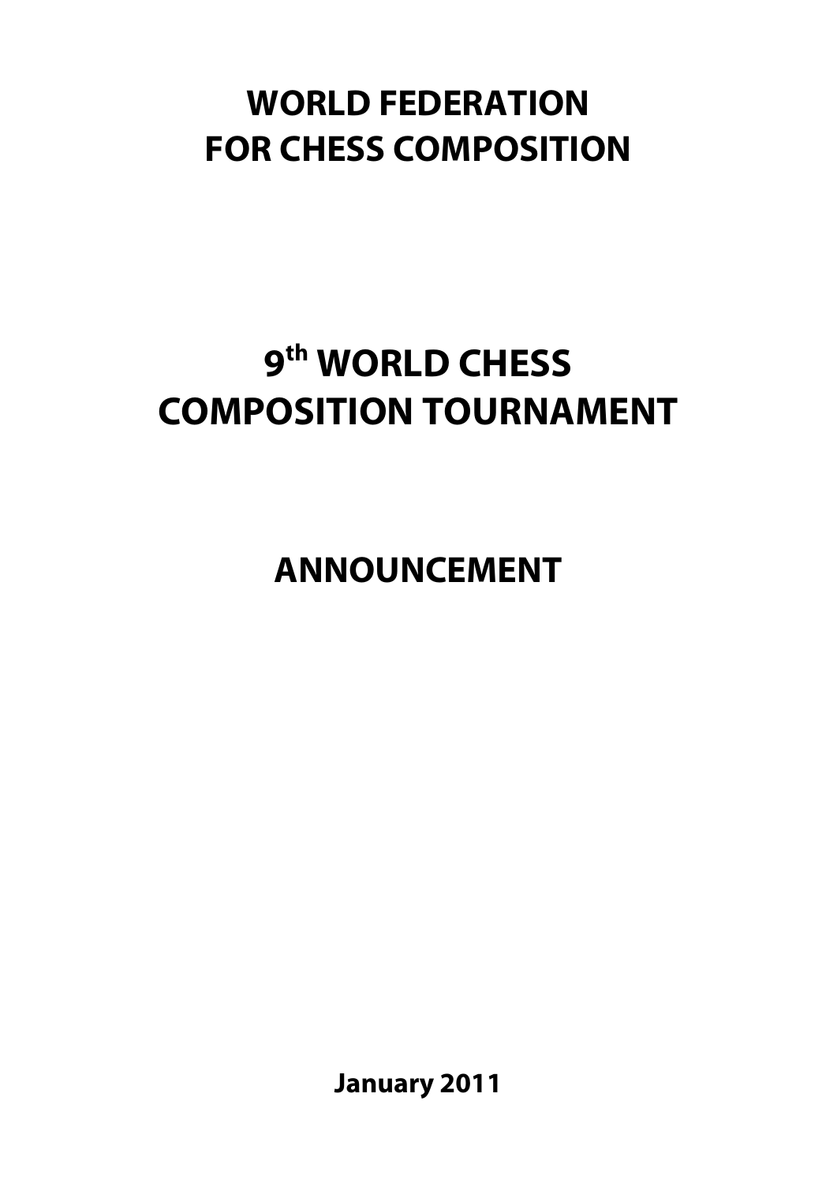# WORLD FEDERATION FOR CHESS COMPOSITION

# 9th WORLD CHESS COMPOSITION TOURNAMENT

# ANNOUNCEMENT

**January 2011**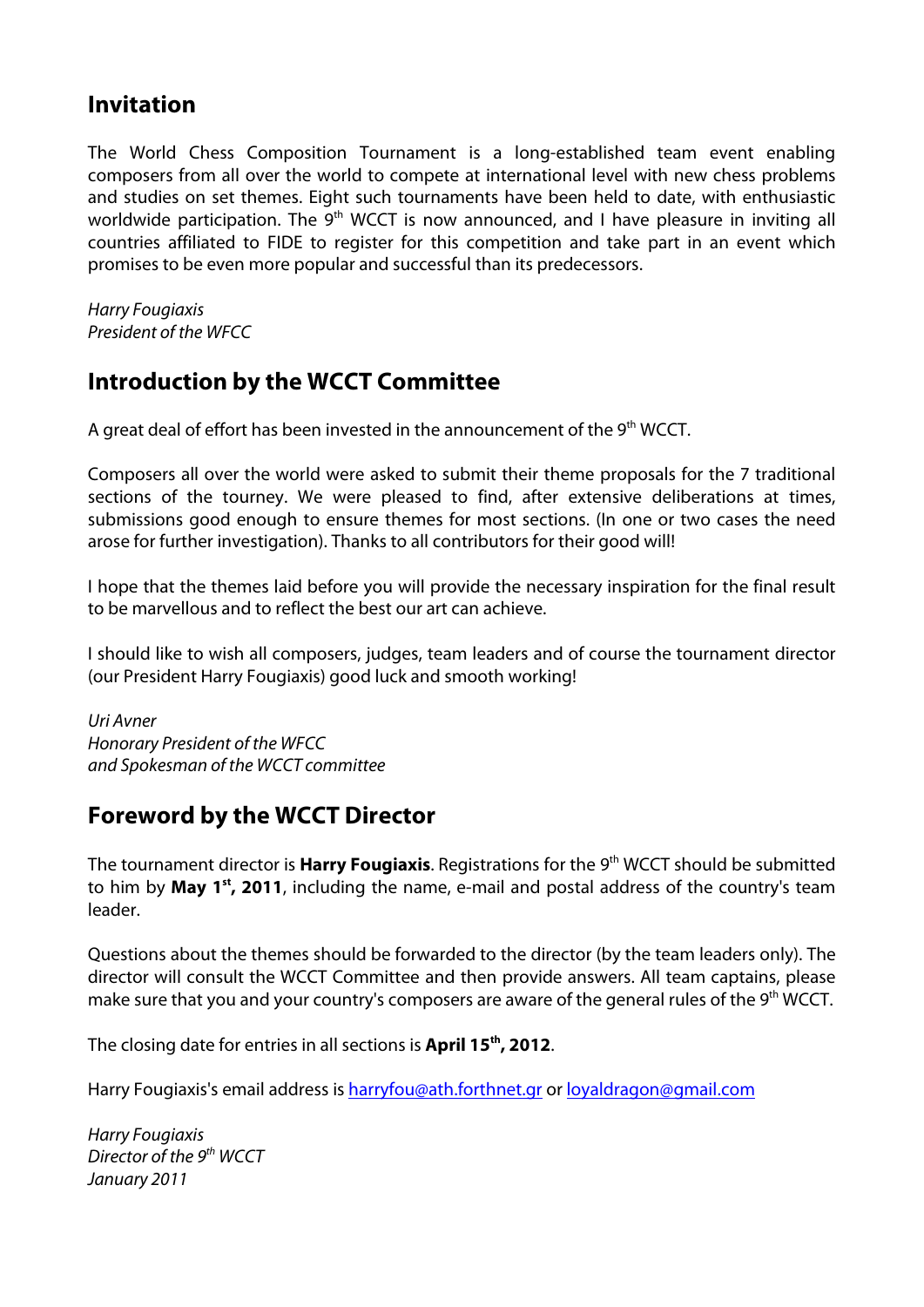## Invitation

The World Chess Composition Tournament is a long-established team event enabling composers from all over the world to compete at international level with new chess problems and studies on set themes. Eight such tournaments have been held to date, with enthusiastic worldwide participation. The 9th WCCT is now announced, and I have pleasure in inviting all countries affiliated to FIDE to register for this competition and take part in an event which promises to be even more popular and successful than its predecessors.

*Harry Fougiaxis*
*President of the WFCC*

## Introduction by the WCCT Committee

A great deal of effort has been invested in the announcement of the 9th WCCT.

Composers all over the world were asked to submit their theme proposals for the 7 traditional sections of the tourney. We were pleased to find, after extensive deliberations at times, submissions good enough to ensure themes for most sections. (In one or two cases the need arose for further investigation). Thanks to all contributors for their good will!

I hope that the themes laid before you will provide the necessary inspiration for the final result to be marvellous and to reflect the best our art can achieve.

I should like to wish all composers, judges, team leaders and of course the tournament director (our President Harry Fougiaxis) good luck and smooth working!

*Uri Avner*
*Honorary President of the WFCC*
*and Spokesman of the WCCT committee*

## Foreword by the WCCT Director

The tournament director is **Harry Fougiaxis**. Registrations for the 9th WCCT should be submitted to him by **May 1st, 2011**, including the name, e-mail and postal address of the country's team leader.

Questions about the themes should be forwarded to the director (by the team leaders only). The director will consult the WCCT Committee and then provide answers. All team captains, please make sure that you and your country's composers are aware of the general rules of the 9th WCCT.

The closing date for entries in all sections is **April 15th, 2012**.

Harry Fougiaxis's email address is harryfou@ath.forthnet.gr or loyaldragon@gmail.com

*Harry Fougiaxis*
*Director of the 9th WCCT*
*January 2011*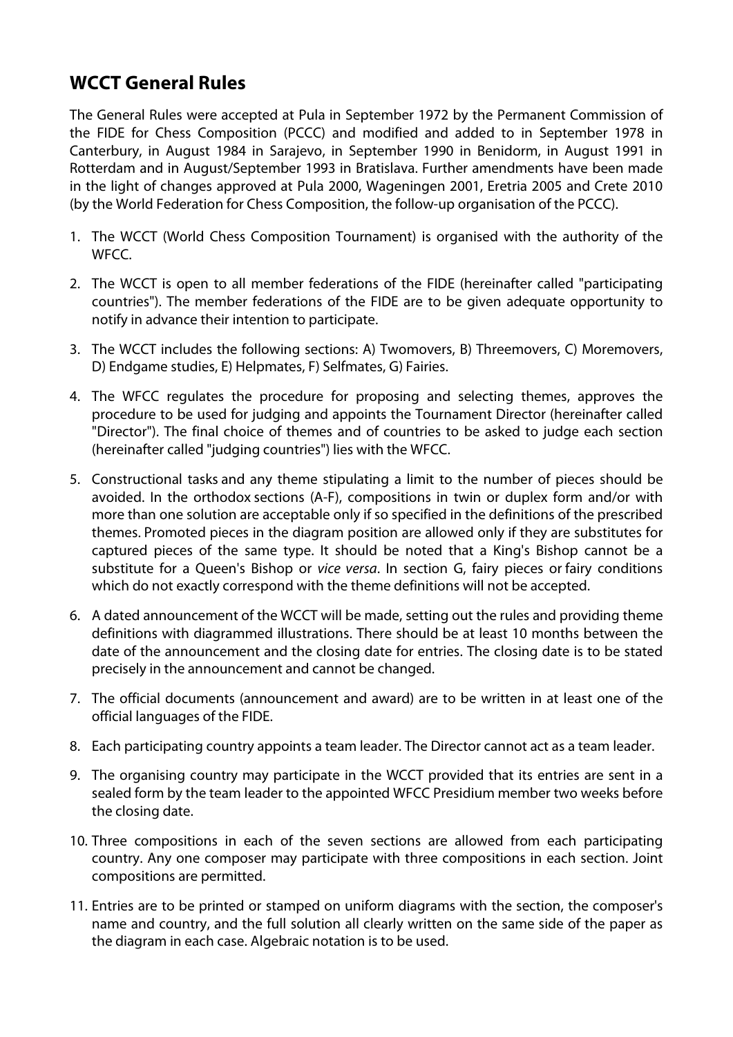## WCCT General Rules

The General Rules were accepted at Pula in September 1972 by the Permanent Commission of the FIDE for Chess Composition (PCCC) and modified and added to in September 1978 in Canterbury, in August 1984 in Sarajevo, in September 1990 in Benidorm, in August 1991 in Rotterdam and in August/September 1993 in Bratislava. Further amendments have been made in the light of changes approved at Pula 2000, Wageningen 2001, Eretria 2005 and Crete 2010 (by the World Federation for Chess Composition, the follow-up organisation of the PCCC).

1. The WCCT (World Chess Composition Tournament) is organised with the authority of the WFCC.
2. The WCCT is open to all member federations of the FIDE (hereinafter called "participating countries"). The member federations of the FIDE are to be given adequate opportunity to notify in advance their intention to participate.
3. The WCCT includes the following sections: A) Twomovers, B) Threemovers, C) Moremovers, D) Endgame studies, E) Helpmates, F) Selfmates, G) Fairies.
4. The WFCC regulates the procedure for proposing and selecting themes, approves the procedure to be used for judging and appoints the Tournament Director (hereinafter called "Director"). The final choice of themes and of countries to be asked to judge each section (hereinafter called "judging countries") lies with the WFCC.
5. Constructional tasks and any theme stipulating a limit to the number of pieces should be avoided. In the orthodox sections (A-F), compositions in twin or duplex form and/or with more than one solution are acceptable only if so specified in the definitions of the prescribed themes. Promoted pieces in the diagram position are allowed only if they are substitutes for captured pieces of the same type. It should be noted that a King's Bishop cannot be a substitute for a Queen's Bishop or *vice versa*. In section G, fairy pieces or fairy conditions which do not exactly correspond with the theme definitions will not be accepted.
6. A dated announcement of the WCCT will be made, setting out the rules and providing theme definitions with diagrammed illustrations. There should be at least 10 months between the date of the announcement and the closing date for entries. The closing date is to be stated precisely in the announcement and cannot be changed.
7. The official documents (announcement and award) are to be written in at least one of the official languages of the FIDE.
8. Each participating country appoints a team leader. The Director cannot act as a team leader.
9. The organising country may participate in the WCCT provided that its entries are sent in a sealed form by the team leader to the appointed WFCC Presidium member two weeks before the closing date.
10. Three compositions in each of the seven sections are allowed from each participating country. Any one composer may participate with three compositions in each section. Joint compositions are permitted.
11. Entries are to be printed or stamped on uniform diagrams with the section, the composer's name and country, and the full solution all clearly written on the same side of the paper as the diagram in each case. Algebraic notation is to be used.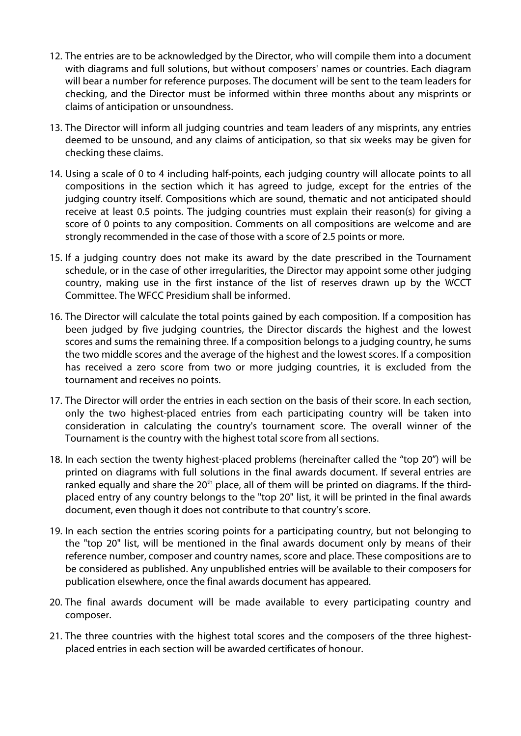12. The entries are to be acknowledged by the Director, who will compile them into a document with diagrams and full solutions, but without composers' names or countries. Each diagram will bear a number for reference purposes. The document will be sent to the team leaders for checking, and the Director must be informed within three months about any misprints or claims of anticipation or unsoundness.

13. The Director will inform all judging countries and team leaders of any misprints, any entries deemed to be unsound, and any claims of anticipation, so that six weeks may be given for checking these claims.

14. Using a scale of 0 to 4 including half-points, each judging country will allocate points to all compositions in the section which it has agreed to judge, except for the entries of the judging country itself. Compositions which are sound, thematic and not anticipated should receive at least 0.5 points. The judging countries must explain their reason(s) for giving a score of 0 points to any composition. Comments on all compositions are welcome and are strongly recommended in the case of those with a score of 2.5 points or more.

15. If a judging country does not make its award by the date prescribed in the Tournament schedule, or in the case of other irregularities, the Director may appoint some other judging country, making use in the first instance of the list of reserves drawn up by the WCCT Committee. The WFCC Presidium shall be informed.

16. The Director will calculate the total points gained by each composition. If a composition has been judged by five judging countries, the Director discards the highest and the lowest scores and sums the remaining three. If a composition belongs to a judging country, he sums the two middle scores and the average of the highest and the lowest scores. If a composition has received a zero score from two or more judging countries, it is excluded from the tournament and receives no points.

17. The Director will order the entries in each section on the basis of their score. In each section, only the two highest-placed entries from each participating country will be taken into consideration in calculating the country's tournament score. The overall winner of the Tournament is the country with the highest total score from all sections.

18. In each section the twenty highest-placed problems (hereinafter called the "top 20") will be printed on diagrams with full solutions in the final awards document. If several entries are ranked equally and share the 20th place, all of them will be printed on diagrams. If the third-placed entry of any country belongs to the "top 20" list, it will be printed in the final awards document, even though it does not contribute to that country's score.

19. In each section the entries scoring points for a participating country, but not belonging to the "top 20" list, will be mentioned in the final awards document only by means of their reference number, composer and country names, score and place. These compositions are to be considered as published. Any unpublished entries will be available to their composers for publication elsewhere, once the final awards document has appeared.

20. The final awards document will be made available to every participating country and composer.

21. The three countries with the highest total scores and the composers of the three highest-placed entries in each section will be awarded certificates of honour.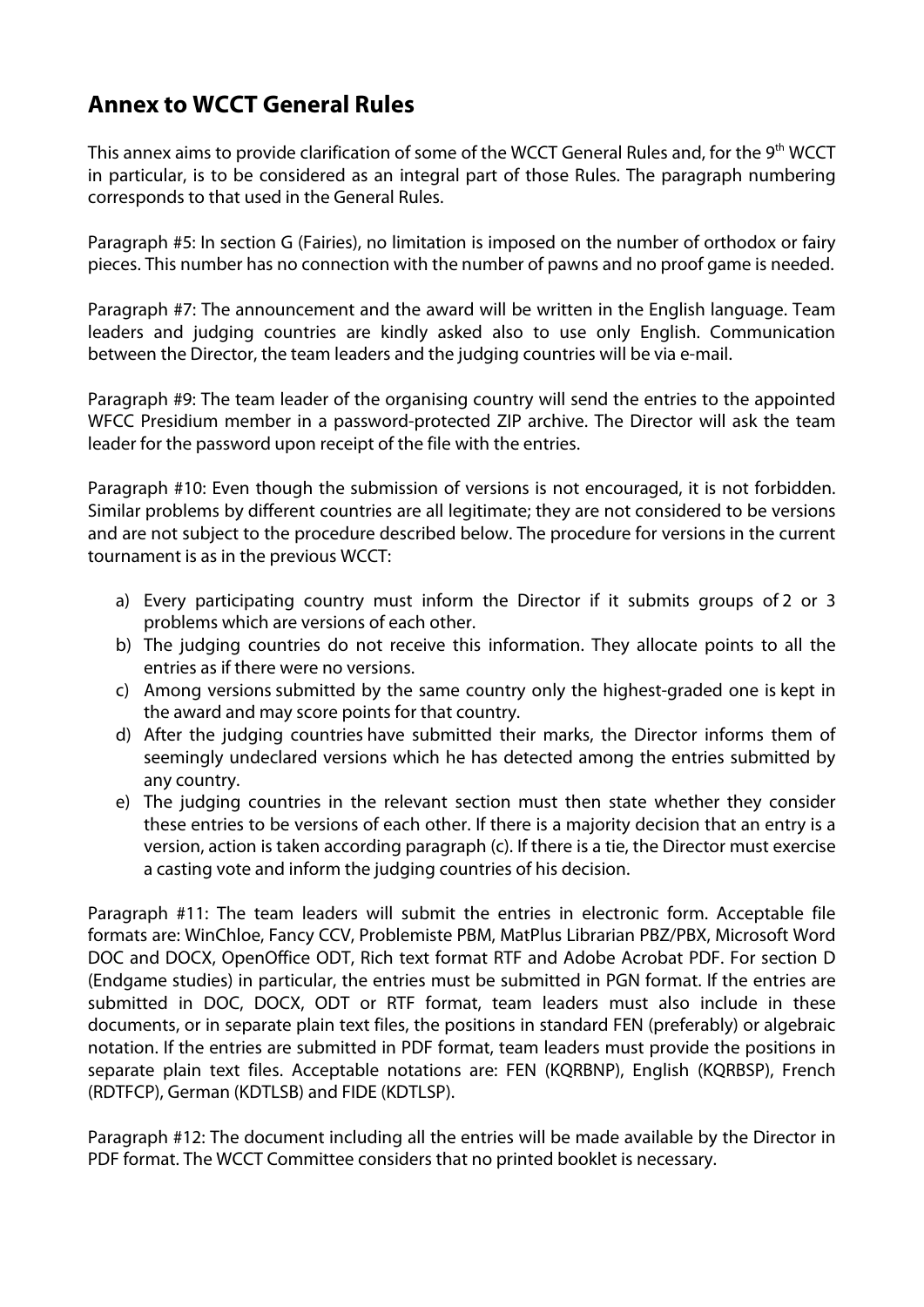## Annex to WCCT General Rules

This annex aims to provide clarification of some of the WCCT General Rules and, for the 9th WCCT in particular, is to be considered as an integral part of those Rules. The paragraph numbering corresponds to that used in the General Rules.

Paragraph #5: In section G (Fairies), no limitation is imposed on the number of orthodox or fairy pieces. This number has no connection with the number of pawns and no proof game is needed.

Paragraph #7: The announcement and the award will be written in the English language. Team leaders and judging countries are kindly asked also to use only English. Communication between the Director, the team leaders and the judging countries will be via e-mail.

Paragraph #9: The team leader of the organising country will send the entries to the appointed WFCC Presidium member in a password-protected ZIP archive. The Director will ask the team leader for the password upon receipt of the file with the entries.

Paragraph #10: Even though the submission of versions is not encouraged, it is not forbidden. Similar problems by different countries are all legitimate; they are not considered to be versions and are not subject to the procedure described below. The procedure for versions in the current tournament is as in the previous WCCT:

a) Every participating country must inform the Director if it submits groups of 2 or 3 problems which are versions of each other.
b) The judging countries do not receive this information. They allocate points to all the entries as if there were no versions.
c) Among versions submitted by the same country only the highest-graded one is kept in the award and may score points for that country.
d) After the judging countries have submitted their marks, the Director informs them of seemingly undeclared versions which he has detected among the entries submitted by any country.
e) The judging countries in the relevant section must then state whether they consider these entries to be versions of each other. If there is a majority decision that an entry is a version, action is taken according paragraph (c). If there is a tie, the Director must exercise a casting vote and inform the judging countries of his decision.

Paragraph #11: The team leaders will submit the entries in electronic form. Acceptable file formats are: WinChloe, Fancy CCV, Problemiste PBM, MatPlus Librarian PBZ/PBX, Microsoft Word DOC and DOCX, OpenOffice ODT, Rich text format RTF and Adobe Acrobat PDF. For section D (Endgame studies) in particular, the entries must be submitted in PGN format. If the entries are submitted in DOC, DOCX, ODT or RTF format, team leaders must also include in these documents, or in separate plain text files, the positions in standard FEN (preferably) or algebraic notation. If the entries are submitted in PDF format, team leaders must provide the positions in separate plain text files. Acceptable notations are: FEN (KQRBNP), English (KQRBSP), French (RDTFCP), German (KDTLSB) and FIDE (KDTLSP).

Paragraph #12: The document including all the entries will be made available by the Director in PDF format. The WCCT Committee considers that no printed booklet is necessary.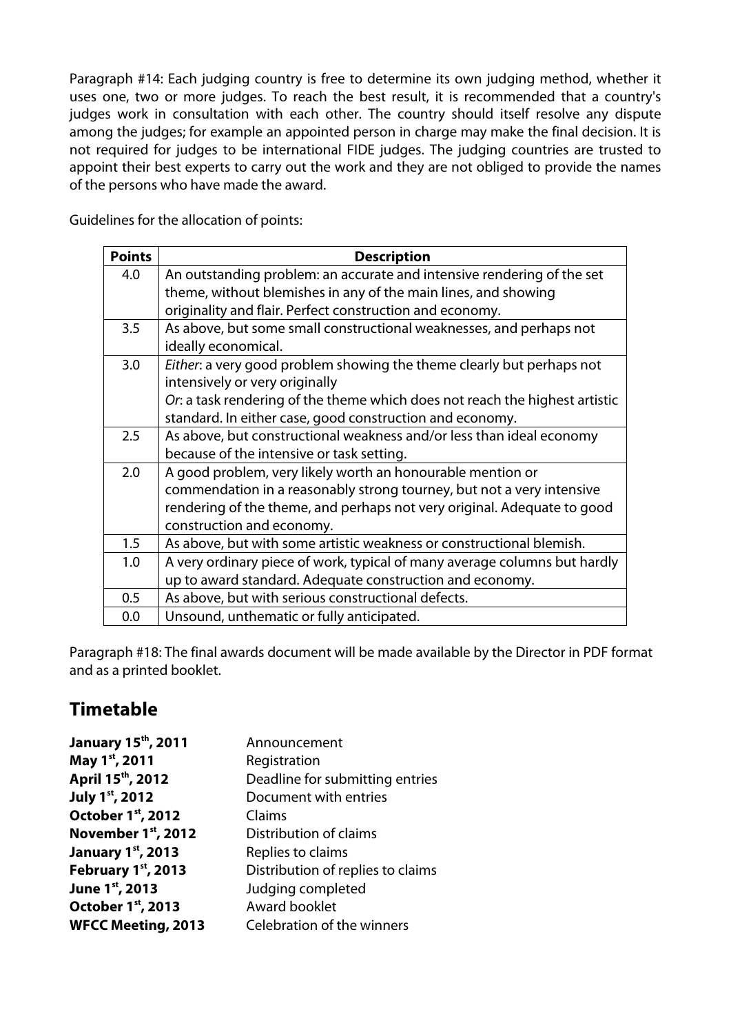Paragraph #14: Each judging country is free to determine its own judging method, whether it uses one, two or more judges. To reach the best result, it is recommended that a country's judges work in consultation with each other. The country should itself resolve any dispute among the judges; for example an appointed person in charge may make the final decision. It is not required for judges to be international FIDE judges. The judging countries are trusted to appoint their best experts to carry out the work and they are not obliged to provide the names of the persons who have made the award.

Guidelines for the allocation of points:

| Points | Description |
|---|---|
| 4.0 | An outstanding problem: an accurate and intensive rendering of the set theme, without blemishes in any of the main lines, and showing originality and flair. Perfect construction and economy. |
| 3.5 | As above, but some small constructional weaknesses, and perhaps not ideally economical. |
| 3.0 | *Either*: a very good problem showing the theme clearly but perhaps not intensively or very originally<br>*Or*: a task rendering of the theme which does not reach the highest artistic standard. In either case, good construction and economy. |
| 2.5 | As above, but constructional weakness and/or less than ideal economy because of the intensive or task setting. |
| 2.0 | A good problem, very likely worth an honourable mention or commendation in a reasonably strong tourney, but not a very intensive rendering of the theme, and perhaps not very original. Adequate to good construction and economy. |
| 1.5 | As above, but with some artistic weakness or constructional blemish. |
| 1.0 | A very ordinary piece of work, typical of many average columns but hardly up to award standard. Adequate construction and economy. |
| 0.5 | As above, but with serious constructional defects. |
| 0.0 | Unsound, unthematic or fully anticipated. |

Paragraph #18: The final awards document will be made available by the Director in PDF format and as a printed booklet.

## Timetable

| | |
|---|---|
| **January 15th, 2011** | Announcement |
| **May 1st, 2011** | Registration |
| **April 15th, 2012** | Deadline for submitting entries |
| **July 1st, 2012** | Document with entries |
| **October 1st, 2012** | Claims |
| **November 1st, 2012** | Distribution of claims |
| **January 1st, 2013** | Replies to claims |
| **February 1st, 2013** | Distribution of replies to claims |
| **June 1st, 2013** | Judging completed |
| **October 1st, 2013** | Award booklet |
| **WFCC Meeting, 2013** | Celebration of the winners |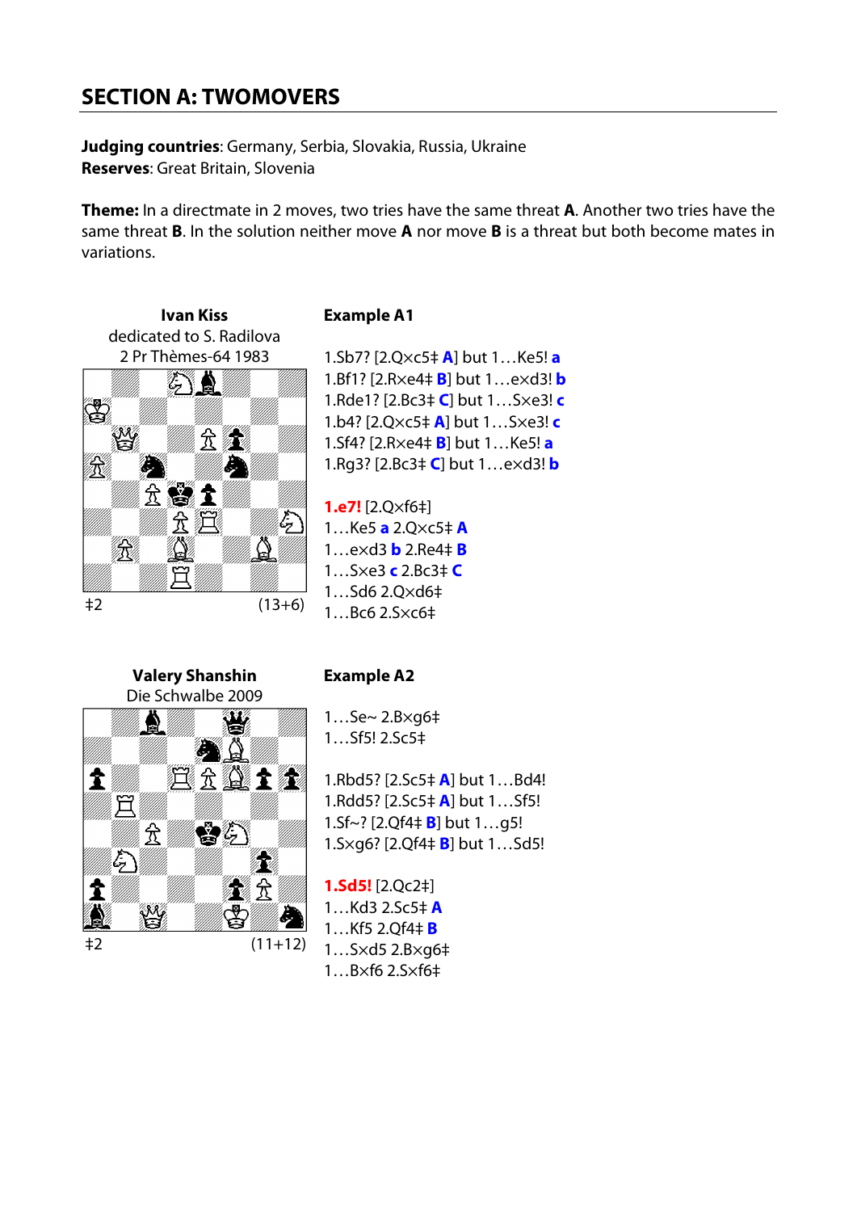## SECTION A: TWOMOVERS

**Judging countries**: Germany, Serbia, Slovakia, Russia, Ukraine
**Reserves**: Great Britain, Slovenia

**Theme:** In a directmate in 2 moves, two tries have the same threat **A**. Another two tries have the same threat **B**. In the solution neither move **A** nor move **B** is a threat but both become mates in variations.

**Ivan Kiss**
dedicated to S. Radilova
2 Pr Thèmes-64 1983

‡2 (13+6)

### Example A1

1.Sb7? [2.Q×c5‡ **A**] but 1…Ke5! **a**
1.Bf1? [2.R×e4‡ **B**] but 1…e×d3! **b**
1.Rde1? [2.Bc3‡ **C**] but 1…S×e3! **c**
1.b4? [2.Q×c5‡ **A**] but 1…S×e3! **c**
1.Sf4? [2.R×e4‡ **B**] but 1…Ke5! **a**
1.Rg3? [2.Bc3‡ **C**] but 1…e×d3! **b**

**1.e7!** [2.Q×f6‡]
1…Ke5 **a** 2.Q×c5‡ **A**
1…e×d3 **b** 2.Re4‡ **B**
1…S×e3 **c** 2.Bc3‡ **C**
1…Sd6 2.Q×d6‡
1…Bc6 2.S×c6‡

**Valery Shanshin**
Die Schwalbe 2009

‡2 (11+12)

### Example A2

1…Se~ 2.B×g6‡
1…Sf5! 2.Sc5‡

1.Rbd5? [2.Sc5‡ **A**] but 1…Bd4!
1.Rdd5? [2.Sc5‡ **A**] but 1…Sf5!
1.Sf~? [2.Qf4‡ **B**] but 1…g5!
1.S×g6? [2.Qf4‡ **B**] but 1…Sd5!

**1.Sd5!** [2.Qc2‡]
1…Kd3 2.Sc5‡ **A**
1…Kf5 2.Qf4‡ **B**
1…S×d5 2.B×g6‡
1…B×f6 2.S×f6‡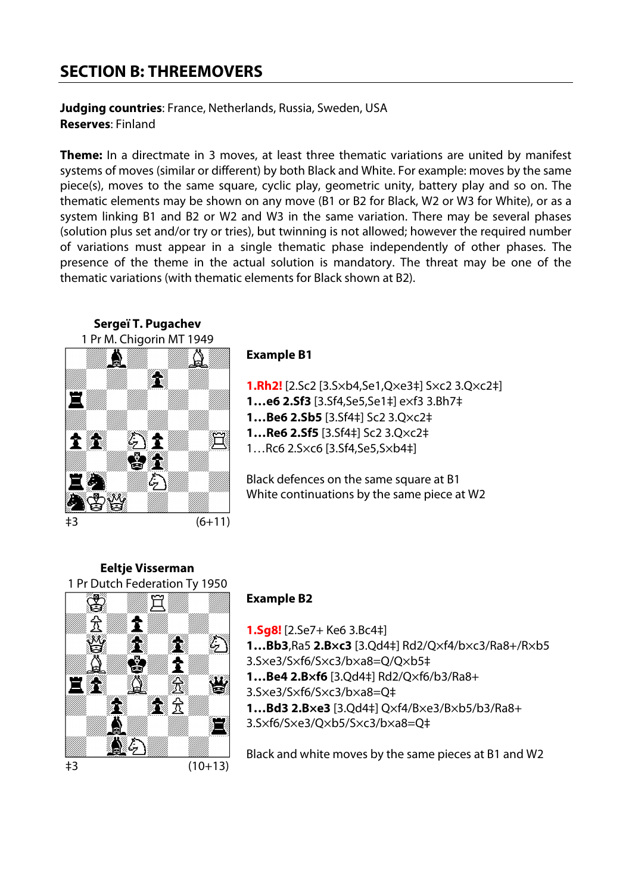## SECTION B: THREEMOVERS

**Judging countries**: France, Netherlands, Russia, Sweden, USA
**Reserves**: Finland

**Theme:** In a directmate in 3 moves, at least three thematic variations are united by manifest systems of moves (similar or different) by both Black and White. For example: moves by the same piece(s), moves to the same square, cyclic play, geometric unity, battery play and so on. The thematic elements may be shown on any move (B1 or B2 for Black, W2 or W3 for White), or as a system linking B1 and B2 or W2 and W3 in the same variation. There may be several phases (solution plus set and/or try or tries), but twinning is not allowed; however the required number of variations must appear in a single thematic phase independently of other phases. The presence of the theme in the actual solution is mandatory. The threat may be one of the thematic variations (with thematic elements for Black shown at B2).

**Sergeï T. Pugachev**
1 Pr M. Chigorin MT 1949

‡3 (6+11)

**Example B1**

**1.Rh2!** [2.Sc2 [3.S×b4,Se1,Q×e3‡] S×c2 3.Q×c2‡]
**1…e6 2.Sf3** [3.Sf4,Se5,Se1‡] e×f3 3.Bh7‡
**1…Be6 2.Sb5** [3.Sf4‡] Sc2 3.Q×c2‡
**1…Re6 2.Sf5** [3.Sf4‡] Sc2 3.Q×c2‡
1…Rc6 2.S×c6 [3.Sf4,Se5,S×b4‡]

Black defences on the same square at B1
White continuations by the same piece at W2

**Eeltje Visserman**
1 Pr Dutch Federation Ty 1950

‡3 (10+13)

**Example B2**

**1.Sg8!** [2.Se7+ Ke6 3.Bc4‡]
**1…Bb3**,Ra5 **2.B×c3** [3.Qd4‡] Rd2/Q×f4/b×c3/Ra8+/R×b5 3.S×e3/S×f6/S×c3/b×a8=Q/Q×b5‡
**1…Be4 2.B×f6** [3.Qd4‡] Rd2/Q×f6/b3/Ra8+ 3.S×e3/S×f6/S×c3/b×a8=Q‡
**1…Bd3 2.B×e3** [3.Qd4‡] Q×f4/B×e3/B×b5/b3/Ra8+ 3.S×f6/S×e3/Q×b5/S×c3/b×a8=Q‡

Black and white moves by the same pieces at B1 and W2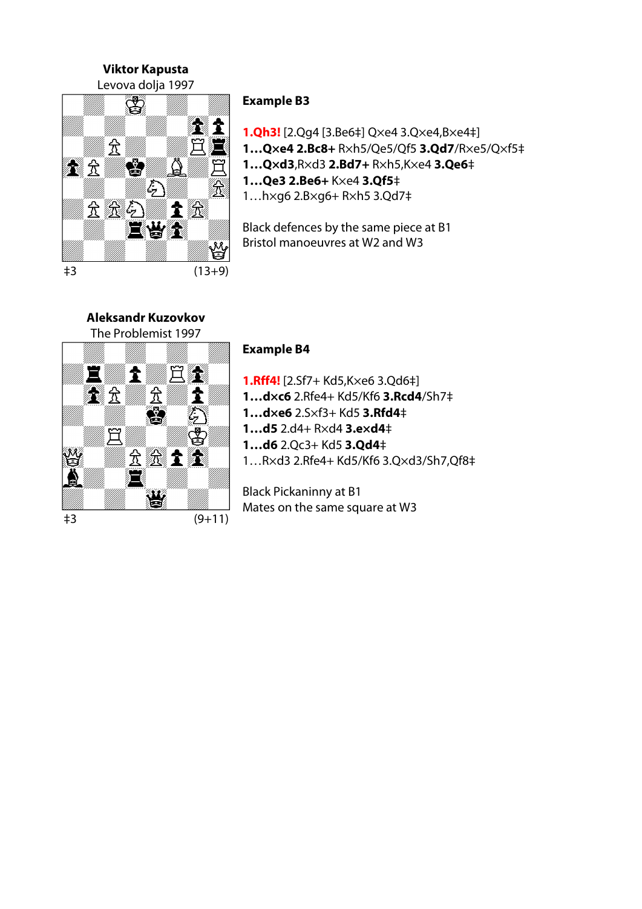**Viktor Kapusta**
Levova dolja 1997

‡3 (13+9)

**Example B3**

**1.Qh3!** [2.Qg4 [3.Be6‡] Q×e4 3.Q×e4,B×e4‡]
**1…Q×e4 2.Bc8+** R×h5/Qe5/Qf5 **3.Qd7**/R×e5/Q×f5‡
**1…Q×d3**,R×d3 **2.Bd7+** R×h5,K×e4 **3.Qe6**‡
**1…Qe3 2.Be6+** K×e4 **3.Qf5**‡
1…h×g6 2.B×g6+ R×h5 3.Qd7‡

Black defences by the same piece at B1
Bristol manoeuvres at W2 and W3

**Aleksandr Kuzovkov**
The Problemist 1997

‡3 (9+11)

**Example B4**

**1.Rff4!** [2.Sf7+ Kd5,K×e6 3.Qd6‡]
**1…d×c6** 2.Rfe4+ Kd5/Kf6 **3.Rcd4**/Sh7‡
**1…d×e6** 2.S×f3+ Kd5 **3.Rfd4**‡
**1…d5** 2.d4+ R×d4 **3.e×d4**‡
**1…d6** 2.Qc3+ Kd5 **3.Qd4**‡
1…R×d3 2.Rfe4+ Kd5/Kf6 3.Q×d3/Sh7,Qf8‡

Black Pickaninny at B1
Mates on the same square at W3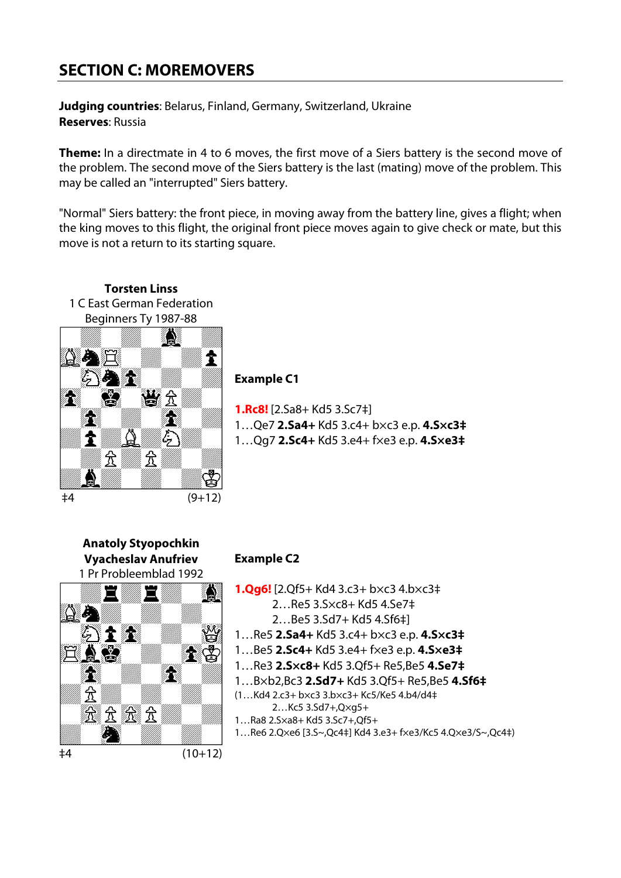## SECTION C: MOREMOVERS

**Judging countries**: Belarus, Finland, Germany, Switzerland, Ukraine
**Reserves**: Russia

**Theme:** In a directmate in 4 to 6 moves, the first move of a Siers battery is the second move of the problem. The second move of the Siers battery is the last (mating) move of the problem. This may be called an "interrupted" Siers battery.

"Normal" Siers battery: the front piece, in moving away from the battery line, gives a flight; when the king moves to this flight, the original front piece moves again to give check or mate, but this move is not a return to its starting square.

**Torsten Linss**
1 C East German Federation
Beginners Ty 1987-88

‡4 (9+12)

### Example C1

**1.Rc8!** [2.Sa8+ Kd5 3.Sc7‡]
1…Qe7 **2.Sa4+** Kd5 3.c4+ bxc3 e.p. **4.Sxc3‡**
1…Qg7 **2.Sc4+** Kd5 3.e4+ fxe3 e.p. **4.Sxe3‡**

**Anatoly Styopochkin**
**Vyacheslav Anufriev**
1 Pr Probleemblad 1992

‡4 (10+12)

### Example C2

**1.Qg6!** [2.Qf5+ Kd4 3.c3+ bxc3 4.bxc3‡
2…Re5 3.Sxc8+ Kd5 4.Se7‡
2…Be5 3.Sd7+ Kd5 4.Sf6‡]
1…Re5 **2.Sa4+** Kd5 3.c4+ bxc3 e.p. **4.Sxc3‡**
1…Be5 **2.Sc4+** Kd5 3.e4+ fxe3 e.p. **4.Sxe3‡**
1…Re3 **2.Sxc8+** Kd5 3.Qf5+ Re5,Be5 **4.Se7‡**
1…Bxb2,Bc3 **2.Sd7+** Kd5 3.Qf5+ Re5,Be5 **4.Sf6‡**
(1…Kd4 2.c3+ bxc3 3.bxc3+ Kc5/Ke5 4.b4/d4‡
2…Kc5 3.Sd7+,Qxg5+
1…Ra8 2.Sxa8+ Kd5 3.Sc7+,Qf5+
1…Re6 2.Qxe6 [3.S~,Qc4‡] Kd4 3.e3+ fxe3/Kc5 4.Qxe3/S~,Qc4‡)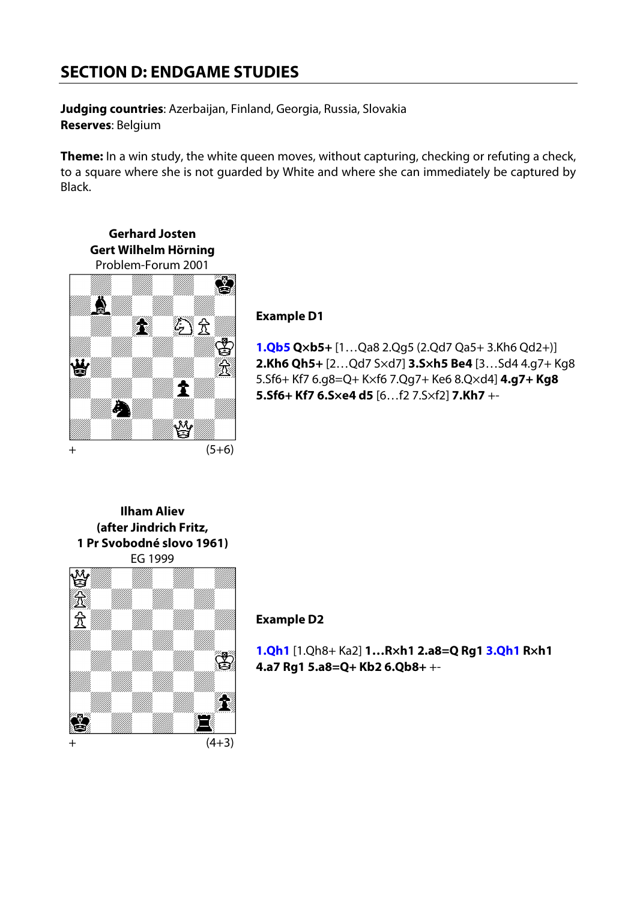## SECTION D: ENDGAME STUDIES

**Judging countries**: Azerbaijan, Finland, Georgia, Russia, Slovakia
**Reserves**: Belgium

**Theme:** In a win study, the white queen moves, without capturing, checking or refuting a check, to a square where she is not guarded by White and where she can immediately be captured by Black.

**Gerhard Josten**
**Gert Wilhelm Hörning**
Problem-Forum 2001

\+ (5+6)

**Example D1**

**1.Qb5 Q×b5+** [1…Qa8 2.Qg5 (2.Qd7 Qa5+ 3.Kh6 Qd2+)] **2.Kh6 Qh5+** [2…Qd7 S×d7] **3.S×h5 Be4** [3…Sd4 4.g7+ Kg8 5.Sf6+ Kf7 6.g8=Q+ K×f6 7.Qg7+ Ke6 8.Q×d4] **4.g7+ Kg8 5.Sf6+ Kf7 6.S×e4 d5** [6…f2 7.S×f2] **7.Kh7** +-

**Ilham Aliev**
**(after Jindrich Fritz,**
**1 Pr Svobodné slovo 1961)**
EG 1999

\+ (4+3)

**Example D2**

**1.Qh1** [1.Qh8+ Ka2] **1…R×h1 2.a8=Q Rg1 3.Qh1 R×h1 4.a7 Rg1 5.a8=Q+ Kb2 6.Qb8+** +-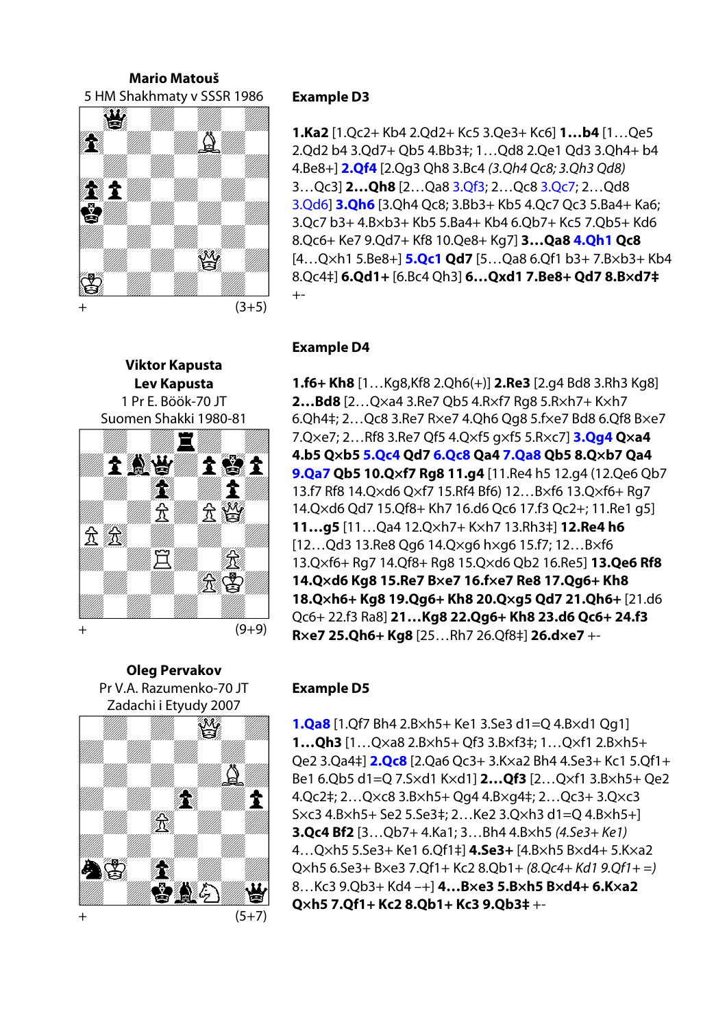**Mario Matouš**
5 HM Shakhmaty v SSSR 1986

\+ (3+5)

### Example D3

**1.Ka2** [1.Qc2+ Kb4 2.Qd2+ Kc5 3.Qe3+ Kc6] **1…b4** [1…Qe5 2.Qd2 b4 3.Qd7+ Qb5 4.Bb3‡; 1…Qd8 2.Qe1 Qd3 3.Qh4+ b4 4.Be8+] **2.Qf4** [2.Qg3 Qh8 3.Bc4 *(3.Qh4 Qc8; 3.Qh3 Qd8)* 3…Qc3] **2…Qh8** [2…Qa8 3.Qf3; 2…Qc8 3.Qc7; 2…Qd8 3.Qd6] **3.Qh6** [3.Qh4 Qc8; 3.Bb3+ Kb5 4.Qc7 Qc3 5.Ba4+ Ka6; 3.Qc7 b3+ 4.B×b3+ Kb5 5.Ba4+ Kb4 6.Qb7+ Kc5 7.Qb5+ Kd6 8.Qc6+ Ke7 9.Qd7+ Kf8 10.Qe8+ Kg7] **3…Qa8** **4.Qh1** **Qc8** [4…Q×h1 5.Be8+] **5.Qc1** **Qd7** [5…Qa8 6.Qf1 b3+ 7.B×b3+ Kb4 8.Qc4‡] **6.Qd1+** [6.Bc4 Qh3] **6…Q×d1 7.Be8+ Qd7 8.B×d7‡** +-

**Viktor Kapusta**
**Lev Kapusta**
1 Pr E. Böök-70 JT
Suomen Shakki 1980-81

\+ (9+9)

### Example D4

**1.f6+ Kh8** [1…Kg8,Kf8 2.Qh6(+)] **2.Re3** [2.g4 Bd8 3.Rh3 Kg8] **2…Bd8** [2…Q×a4 3.Re7 Qb5 4.R×f7 Rg8 5.R×h7+ K×h7 6.Qh4‡; 2…Qc8 3.Re7 R×e7 4.Qh6 Qg8 5.f×e7 Bd8 6.Qf8 B×e7 7.Q×e7; 2…Rf8 3.Re7 Qf5 4.Q×f5 g×f5 5.R×c7] **3.Qg4** **Q×a4** **4.b5 Q×b5** **5.Qc4** **Qd7** **6.Qc8** **Qa4** **7.Qa8** **Qb5 8.Q×b7 Qa4** **9.Qa7** **Qb5 10.Q×f7 Rg8 11.g4** [11.Re4 h5 12.g4 (12.Qe6 Qb7 13.f7 Rf8 14.Q×d6 Q×f7 15.Rf4 Bf6) 12…B×f6 13.Q×f6+ Rg7 14.Q×d6 Qd7 15.Qf8+ Kh7 16.d6 Qc6 17.f3 Qc2+; 11.Re1 g5] **11…g5** [11…Qa4 12.Q×h7+ K×h7 13.Rh3‡] **12.Re4 h6** [12…Qd3 13.Re8 Qg6 14.Q×g6 h×g6 15.f7; 12…B×f6 13.Q×f6+ Rg7 14.Qf8+ Rg8 15.Q×d6 Qb2 16.Re5] **13.Qe6 Rf8 14.Q×d6 Kg8 15.Re7 B×e7 16.f×e7 Re8 17.Qg6+ Kh8 18.Q×h6+ Kg8 19.Qg6+ Kh8 20.Q×g5 Qd7 21.Qh6+** [21.d6 Qc6+ 22.f3 Ra8] **21…Kg8 22.Qg6+ Kh8 23.d6 Qc6+ 24.f3 R×e7 25.Qh6+ Kg8** [25…Rh7 26.Qf8‡] **26.d×e7** +-

**Oleg Pervakov**
Pr V.A. Razumenko-70 JT
Zadachi i Etyudy 2007

\+ (5+7)

### Example D5

**1.Qa8** [1.Qf7 Bh4 2.B×h5+ Ke1 3.Se3 d1=Q 4.B×d1 Qg1] **1…Qh3** [1…Q×a8 2.B×h5+ Qf3 3.B×f3‡; 1…Q×f1 2.B×h5+ Qe2 3.Qa4‡] **2.Qc8** [2.Qa6 Qc3+ 3.K×a2 Bh4 4.Se3+ Kc1 5.Qf1+ Be1 6.Qb5 d1=Q 7.S×d1 K×d1] **2…Qf3** [2…Q×f1 3.B×h5+ Qe2 4.Qc2‡; 2…Q×c8 3.B×h5+ Qg4 4.B×g4‡; 2…Qc3+ 3.Q×c3 S×c3 4.B×h5+ Se2 5.Se3‡; 2…Ke2 3.Q×h3 d1=Q 4.B×h5+] **3.Qc4 Bf2** [3…Qb7+ 4.Ka1; 3…Bh4 4.B×h5 *(4.Se3+ Ke1)* 4…Q×h5 5.Se3+ Ke1 6.Qf1‡] **4.Se3+** [4.B×h5 B×d4+ 5.K×a2 Q×h5 6.Se3+ B×e3 7.Qf1+ Kc2 8.Qb1+ *(8.Qc4+ Kd1 9.Qf1+ =)* 8…Kc3 9.Qb3+ Kd4 –+] **4…B×e3 5.B×h5 B×d4+ 6.K×a2 Q×h5 7.Qf1+ Kc2 8.Qb1+ Kc3 9.Qb3‡** +-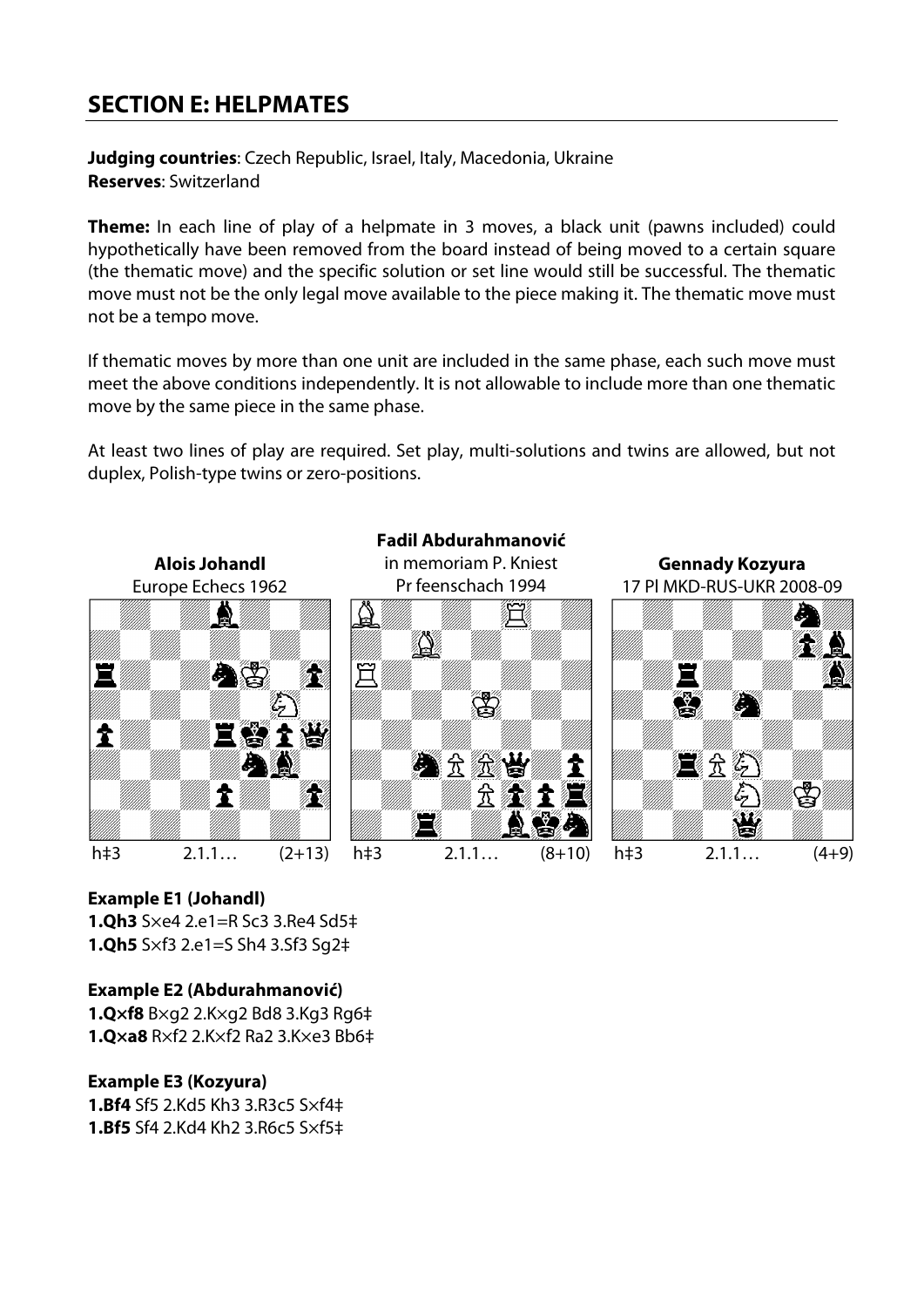## SECTION E: HELPMATES

**Judging countries**: Czech Republic, Israel, Italy, Macedonia, Ukraine
**Reserves**: Switzerland

**Theme:** In each line of play of a helpmate in 3 moves, a black unit (pawns included) could hypothetically have been removed from the board instead of being moved to a certain square (the thematic move) and the specific solution or set line would still be successful. The thematic move must not be the only legal move available to the piece making it. The thematic move must not be a tempo move.

If thematic moves by more than one unit are included in the same phase, each such move must meet the above conditions independently. It is not allowable to include more than one thematic move by the same piece in the same phase.

At least two lines of play are required. Set play, multi-solutions and twins are allowed, but not duplex, Polish-type twins or zero-positions.

**Alois Johandl**
Europe Echecs 1962

h‡3 2.1.1… (2+13)

**Fadil Abdurahmanović**
in memoriam P. Kniest
Pr feenschach 1994

h‡3 2.1.1… (8+10)

**Gennady Kozyura**
17 Pl MKD-RUS-UKR 2008-09

h‡3 2.1.1… (4+9)

**Example E1 (Johandl)**
**1.Qh3** S×e4 2.e1=R Sc3 3.Re4 Sd5‡
**1.Qh5** S×f3 2.e1=S Sh4 3.Sf3 Sg2‡

**Example E2 (Abdurahmanović)**
**1.Q×f8** B×g2 2.K×g2 Bd8 3.Kg3 Rg6‡
**1.Q×a8** R×f2 2.K×f2 Ra2 3.K×e3 Bb6‡

**Example E3 (Kozyura)**
**1.Bf4** Sf5 2.Kd5 Kh3 3.R3c5 S×f4‡
**1.Bf5** Sf4 2.Kd4 Kh2 3.R6c5 S×f5‡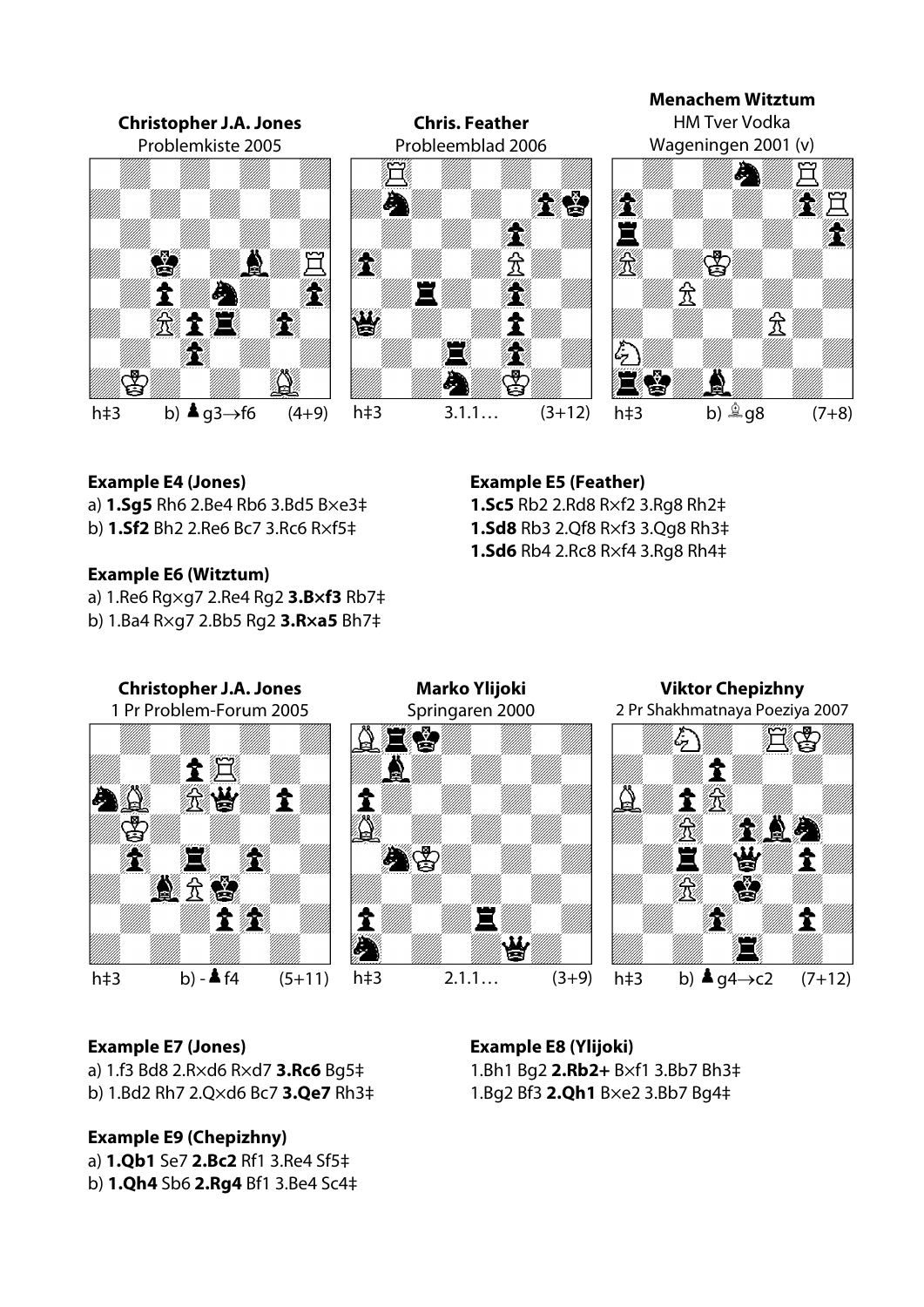**Christopher J.A. Jones**
Problemkiste 2005

h‡3 b) ♟g3→f6 (4+9)

**Chris. Feather**
Probleemblad 2006

h‡3 3.1.1… (3+12)

**Menachem Witztum**
HM Tver Vodka
Wageningen 2001 (v)

h‡3 b) ♗g8 (7+8)

**Example E4 (Jones)**
a) **1.Sg5** Rh6 2.Be4 Rb6 3.Bd5 B×e3‡
b) **1.Sf2** Bh2 2.Re6 Bc7 3.Rc6 R×f5‡

**Example E5 (Feather)**
**1.Sc5** Rb2 2.Rd8 R×f2 3.Rg8 Rh2‡
**1.Sd8** Rb3 2.Qf8 R×f3 3.Qg8 Rh3‡
**1.Sd6** Rb4 2.Rc8 R×f4 3.Rg8 Rh4‡

**Example E6 (Witztum)**
a) 1.Re6 Rg×g7 2.Re4 Rg2 **3.B×f3** Rb7‡
b) 1.Ba4 R×g7 2.Bb5 Rg2 **3.R×a5** Bh7‡

**Christopher J.A. Jones**
1 Pr Problem-Forum 2005

h‡3 b) - ♟f4 (5+11)

**Marko Ylijoki**
Springaren 2000

h‡3 2.1.1… (3+9)

**Viktor Chepizhny**
2 Pr Shakhmatnaya Poeziya 2007

h‡3 b) ♟g4→c2 (7+12)

**Example E7 (Jones)**
a) 1.f3 Bd8 2.R×d6 R×d7 **3.Rc6** Bg5‡
b) 1.Bd2 Rh7 2.Q×d6 Bc7 **3.Qe7** Rh3‡

**Example E8 (Ylijoki)**
1.Bh1 Bg2 **2.Rb2+** B×f1 3.Bb7 Bh3‡
1.Bg2 Bf3 **2.Qh1** B×e2 3.Bb7 Bg4‡

**Example E9 (Chepizhny)**
a) **1.Qb1** Se7 **2.Bc2** Rf1 3.Re4 Sf5‡
b) **1.Qh4** Sb6 **2.Rg4** Bf1 3.Be4 Sc4‡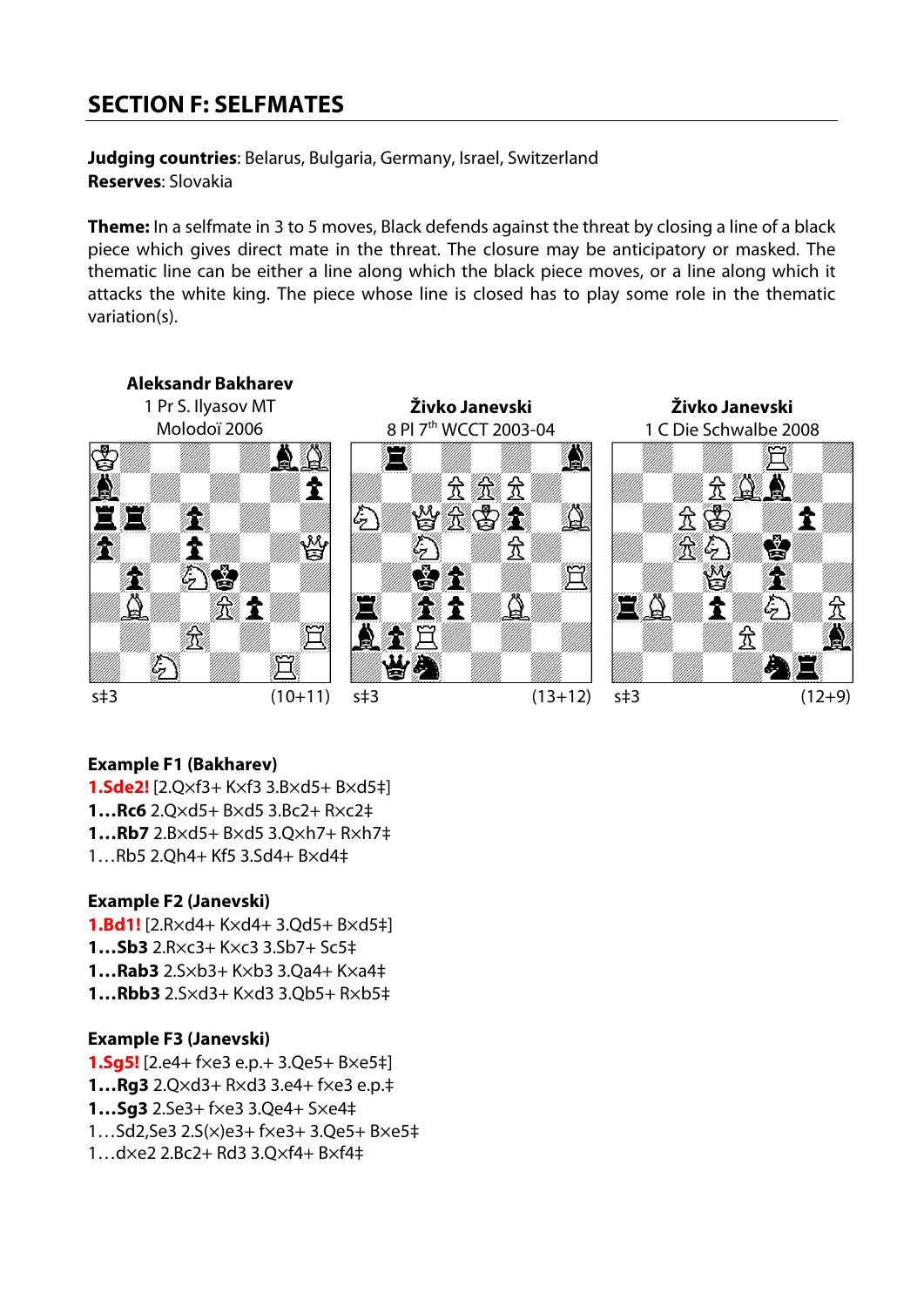## SECTION F: SELFMATES

**Judging countries**: Belarus, Bulgaria, Germany, Israel, Switzerland
**Reserves**: Slovakia

**Theme:** In a selfmate in 3 to 5 moves, Black defends against the threat by closing a line of a black piece which gives direct mate in the threat. The closure may be anticipatory or masked. The thematic line can be either a line along which the black piece moves, or a line along which it attacks the white king. The piece whose line is closed has to play some role in the thematic variation(s).

**Aleksandr Bakharev**
1 Pr S. Ilyasov MT
Molodoï 2006

s‡3 (10+11)

**Živko Janevski**
8 Pl 7th WCCT 2003-04

s‡3 (13+12)

**Živko Janevski**
1 C Die Schwalbe 2008

s‡3 (12+9)

**Example F1 (Bakharev)**
**1.Sde2!** [2.Q×f3+ K×f3 3.B×d5+ B×d5‡]
**1…Rc6** 2.Q×d5+ B×d5 3.Bc2+ R×c2‡
**1…Rb7** 2.B×d5+ B×d5 3.Q×h7+ R×h7‡
1…Rb5 2.Qh4+ Kf5 3.Sd4+ B×d4‡

**Example F2 (Janevski)**
**1.Bd1!** [2.R×d4+ K×d4+ 3.Qd5+ B×d5‡]
**1…Sb3** 2.R×c3+ K×c3 3.Sb7+ Sc5‡
**1…Rab3** 2.S×b3+ K×b3 3.Qa4+ K×a4‡
**1…Rbb3** 2.S×d3+ K×d3 3.Qb5+ R×b5‡

**Example F3 (Janevski)**
**1.Sg5!** [2.e4+ f×e3 e.p.+ 3.Qe5+ B×e5‡]
**1…Rg3** 2.Q×d3+ R×d3 3.e4+ f×e3 e.p.‡
**1…Sg3** 2.Se3+ f×e3 3.Qe4+ S×e4‡
1…Sd2,Se3 2.S(×)e3+ f×e3+ 3.Qe5+ B×e5‡
1…d×e2 2.Bc2+ Rd3 3.Q×f4+ B×f4‡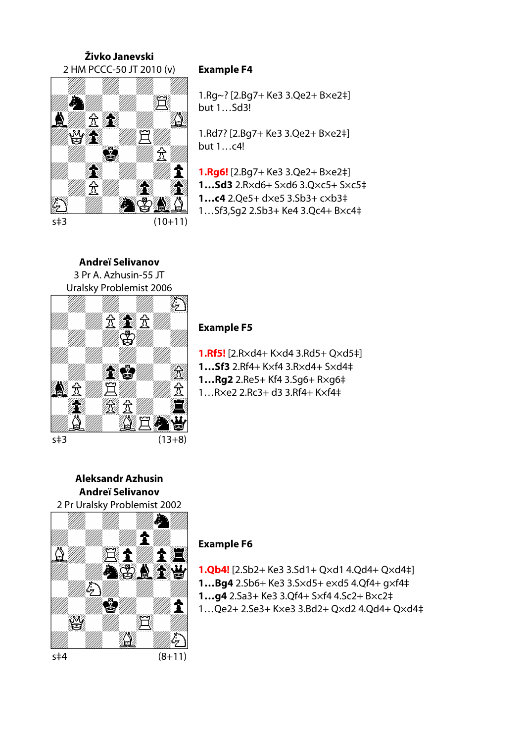**Živko Janevski**
2 HM PCCC-50 JT 2010 (v)

s‡3 (10+11)

### Example F4

1.Rg~? [2.Bg7+ Ke3 3.Qe2+ B×e2‡]
but 1…Sd3!

1.Rd7? [2.Bg7+ Ke3 3.Qe2+ B×e2‡]
but 1…c4!

**1.Rg6!** [2.Bg7+ Ke3 3.Qe2+ B×e2‡]
**1…Sd3** 2.R×d6+ S×d6 3.Q×c5+ S×c5‡
**1…c4** 2.Qe5+ d×e5 3.Sb3+ c×b3‡
1…Sf3,Sg2 2.Sb3+ Ke4 3.Qc4+ B×c4‡

**Andreï Selivanov**
3 Pr A. Azhusin-55 JT
Uralsky Problemist 2006

s‡3 (13+8)

### Example F5

**1.Rf5!** [2.R×d4+ K×d4 3.Rd5+ Q×d5‡]
**1…Sf3** 2.Rf4+ K×f4 3.R×d4+ S×d4‡
**1…Rg2** 2.Re5+ Kf4 3.Sg6+ R×g6‡
1…R×e2 2.Rc3+ d3 3.Rf4+ K×f4‡

**Aleksandr Azhusin**
**Andreï Selivanov**
2 Pr Uralsky Problemist 2002

s‡4 (8+11)

### Example F6

**1.Qb4!** [2.Sb2+ Ke3 3.Sd1+ Q×d1 4.Qd4+ Q×d4‡]
**1…Bg4** 2.Sb6+ Ke3 3.S×d5+ e×d5 4.Qf4+ g×f4‡
**1…g4** 2.Sa3+ Ke3 3.Qf4+ S×f4 4.Sc2+ B×c2‡
1…Qe2+ 2.Se3+ K×e3 3.Bd2+ Q×d2 4.Qd4+ Q×d4‡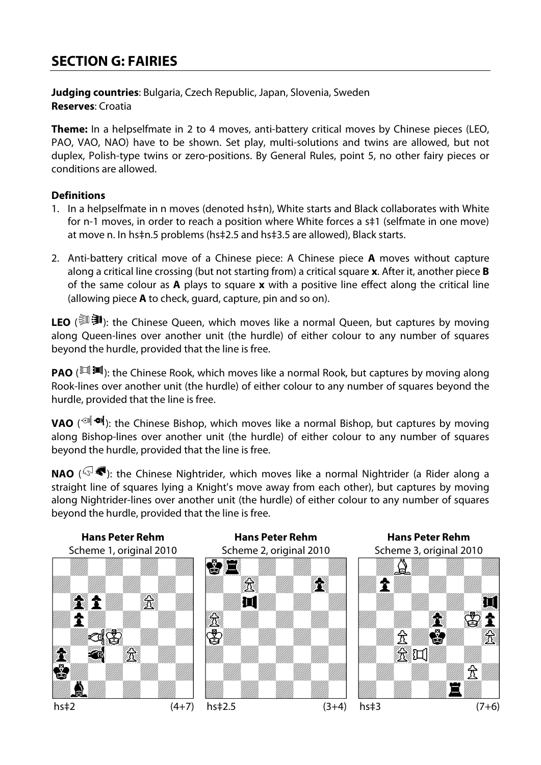## SECTION G: FAIRIES

**Judging countries**: Bulgaria, Czech Republic, Japan, Slovenia, Sweden
**Reserves**: Croatia

**Theme:** In a helpselfmate in 2 to 4 moves, anti-battery critical moves by Chinese pieces (LEO, PAO, VAO, NAO) have to be shown. Set play, multi-solutions and twins are allowed, but not duplex, Polish-type twins or zero-positions. By General Rules, point 5, no other fairy pieces or conditions are allowed.

**Definitions**

1. In a helpselfmate in n moves (denoted hs‡n), White starts and Black collaborates with White for n-1 moves, in order to reach a position where White forces a s‡1 (selfmate in one move) at move n. In hs‡n.5 problems (hs‡2.5 and hs‡3.5 are allowed), Black starts.
2. Anti-battery critical move of a Chinese piece: A Chinese piece **A** moves without capture along a critical line crossing (but not starting from) a critical square **x**. After it, another piece **B** of the same colour as **A** plays to square **x** with a positive line effect along the critical line (allowing piece **A** to check, guard, capture, pin and so on).

**LEO**: the Chinese Queen, which moves like a normal Queen, but captures by moving along Queen-lines over another unit (the hurdle) of either colour to any number of squares beyond the hurdle, provided that the line is free.

**PAO**: the Chinese Rook, which moves like a normal Rook, but captures by moving along Rook-lines over another unit (the hurdle) of either colour to any number of squares beyond the hurdle, provided that the line is free.

**VAO**: the Chinese Bishop, which moves like a normal Bishop, but captures by moving along Bishop-lines over another unit (the hurdle) of either colour to any number of squares beyond the hurdle, provided that the line is free.

**NAO**: the Chinese Nightrider, which moves like a normal Nightrider (a Rider along a straight line of squares lying a Knight's move away from each other), but captures by moving along Nightrider-lines over another unit (the hurdle) of either colour to any number of squares beyond the hurdle, provided that the line is free.

**Hans Peter Rehm**
Scheme 1, original 2010

hs‡2 (4+7)

**Hans Peter Rehm**
Scheme 2, original 2010

hs‡2.5 (3+4)

**Hans Peter Rehm**
Scheme 3, original 2010

hs‡3 (7+6)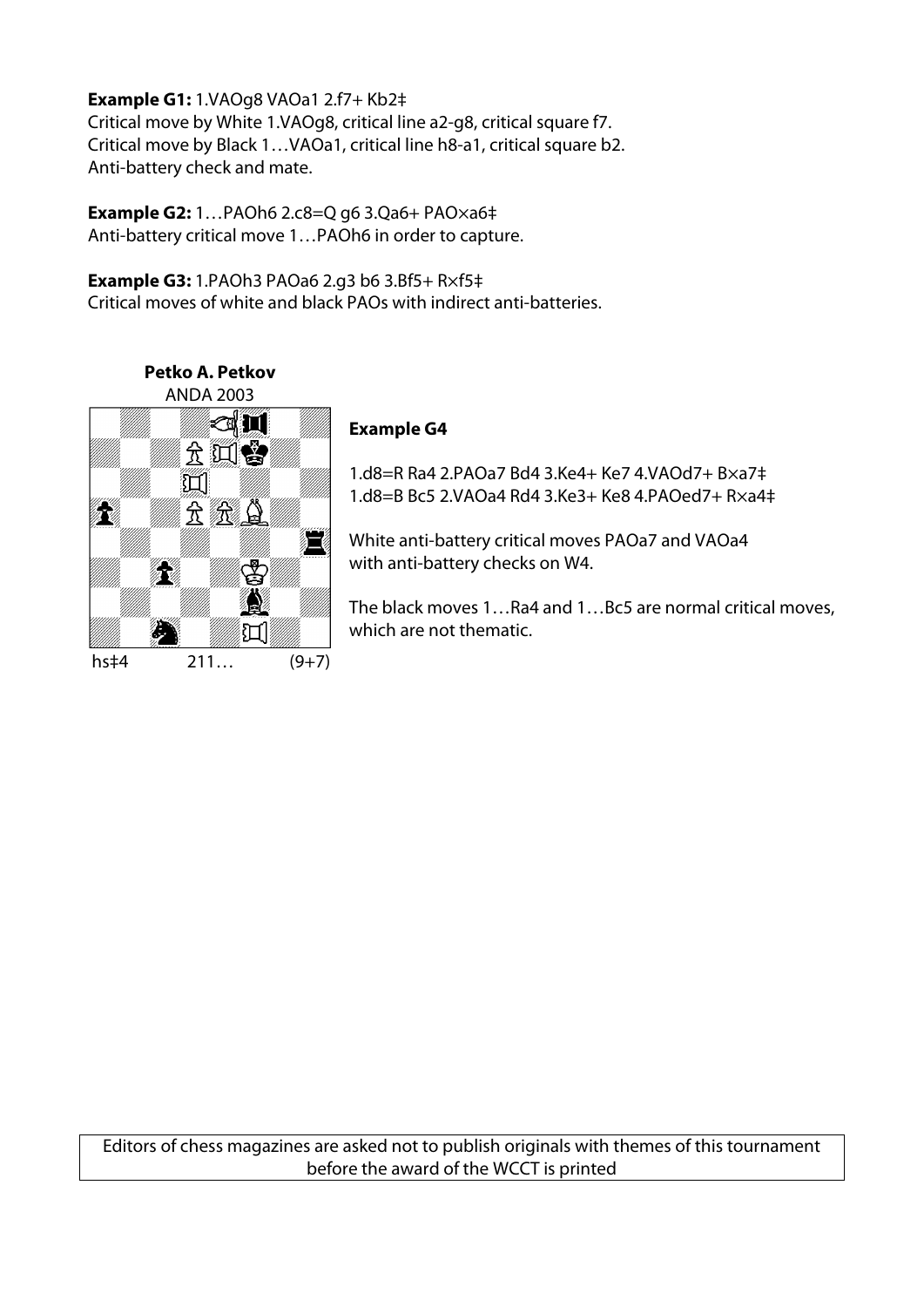**Example G1:** 1.VAOg8 VAOa1 2.f7+ Kb2‡
Critical move by White 1.VAOg8, critical line a2-g8, critical square f7.
Critical move by Black 1…VAOa1, critical line h8-a1, critical square b2.
Anti-battery check and mate.

**Example G2:** 1…PAOh6 2.c8=Q g6 3.Qa6+ PAO×a6‡
Anti-battery critical move 1…PAOh6 in order to capture.

**Example G3:** 1.PAOh3 PAOa6 2.g3 b6 3.Bf5+ R×f5‡
Critical moves of white and black PAOs with indirect anti-batteries.

**Petko A. Petkov**
ANDA 2003

hs‡4 211… (9+7)

**Example G4**

1.d8=R Ra4 2.PAOa7 Bd4 3.Ke4+ Ke7 4.VAOd7+ B×a7‡
1.d8=B Bc5 2.VAOa4 Rd4 3.Ke3+ Ke8 4.PAOed7+ R×a4‡

White anti-battery critical moves PAOa7 and VAOa4 with anti-battery checks on W4.

The black moves 1…Ra4 and 1…Bc5 are normal critical moves, which are not thematic.

Editors of chess magazines are asked not to publish originals with themes of this tournament before the award of the WCCT is printed